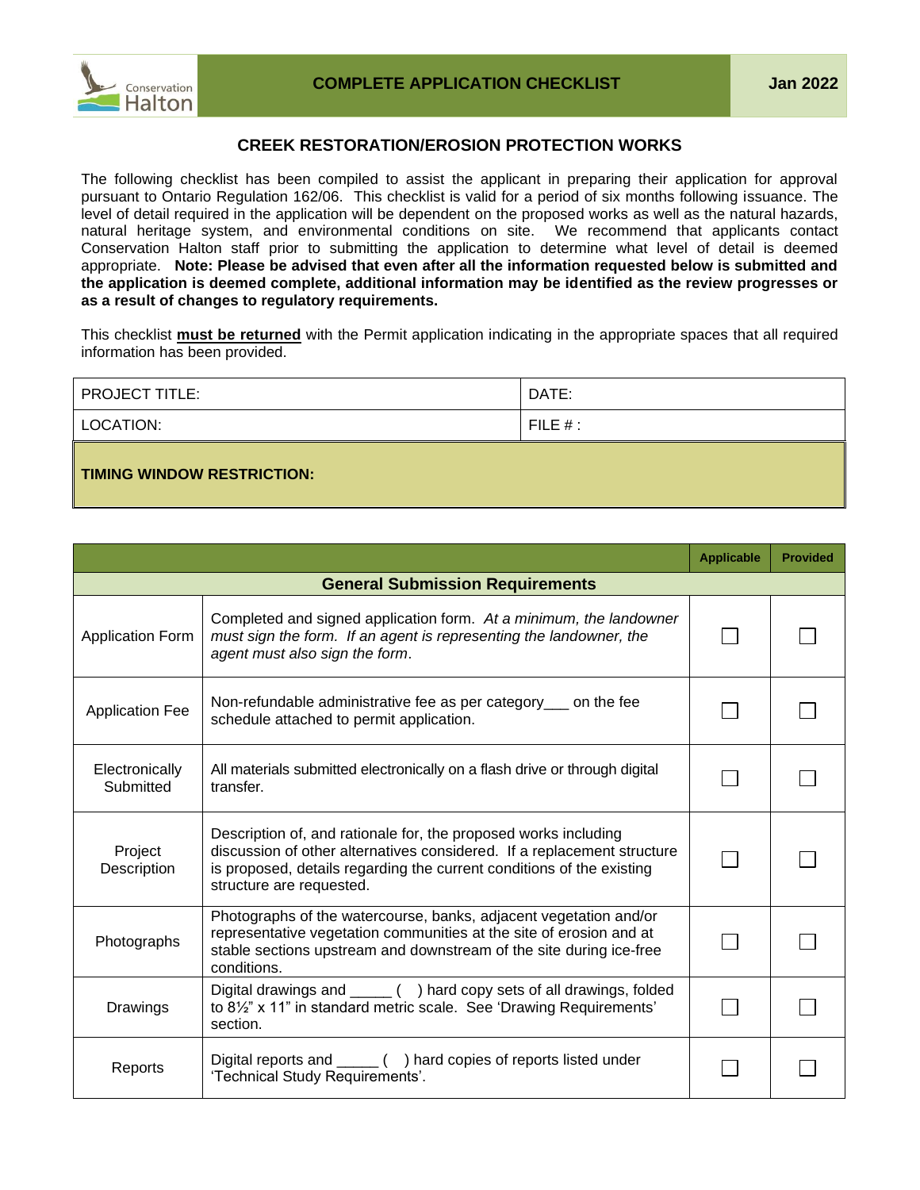# COMPLETE APPLICATION CHECKLIST

**Jan 2022**

## CREEK RESTORATION/EROSION PROTECTION WORKS

The following checklist has been compiled to assist the applicant in preparing their application for approval pursuant to Ontario Regulation 162/06. This checklist is valid for a period of six months following issuance. The level of detail required in the application will be dependent on the proposed works as well as the natural hazards, natural heritage system, and environmental conditions on site. We recommend that applicants contact Conservation Halton staff prior to submitting the application to determine what level of detail is deemed appropriate. **Note: Please be advised that even after all the information requested below is submitted and the application is deemed complete, additional information may be identified as the review progresses or as a result of changes to regulatory requirements.**

This checklist **must be returned** with the Permit application indicating in the appropriate spaces that all required information has been provided.

| PROJECT TITLE: | DATE: |
|---|---|
| LOCATION: | FILE # : |

**TIMING WINDOW RESTRICTION:**

| | | Applicable | Provided |
|---|---|---|---|
| **General Submission Requirements** | | | |
| Application Form | Completed and signed application form. *At a minimum, the landowner must sign the form. If an agent is representing the landowner, the agent must also sign the form.* | ☐ | ☐ |
| Application Fee | Non-refundable administrative fee as per category___ on the fee schedule attached to permit application. | ☐ | ☐ |
| Electronically Submitted | All materials submitted electronically on a flash drive or through digital transfer. | ☐ | ☐ |
| Project Description | Description of, and rationale for, the proposed works including discussion of other alternatives considered. If a replacement structure is proposed, details regarding the current conditions of the existing structure are requested. | ☐ | ☐ |
| Photographs | Photographs of the watercourse, banks, adjacent vegetation and/or representative vegetation communities at the site of erosion and at stable sections upstream and downstream of the site during ice-free conditions. | ☐ | ☐ |
| Drawings | Digital drawings and _____ ( ) hard copy sets of all drawings, folded to 8½" x 11" in standard metric scale. See 'Drawing Requirements' section. | ☐ | ☐ |
| Reports | Digital reports and _____ ( ) hard copies of reports listed under 'Technical Study Requirements'. | ☐ | ☐ |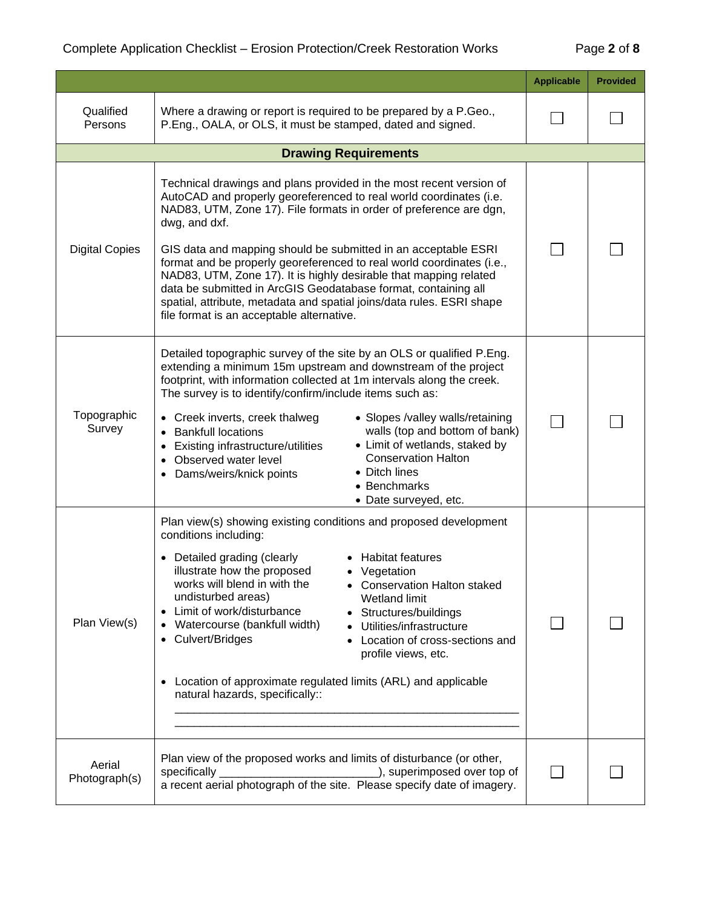| | | Applicable | Provided |
|---|---|---|---|
| Qualified Persons | Where a drawing or report is required to be prepared by a P.Geo., P.Eng., OALA, or OLS, it must be stamped, dated and signed. | ☐ | ☐ |
| **Drawing Requirements** | | | |
| Digital Copies | Technical drawings and plans provided in the most recent version of AutoCAD and properly georeferenced to real world coordinates (i.e. NAD83, UTM, Zone 17). File formats in order of preference are dgn, dwg, and dxf.<br><br>GIS data and mapping should be submitted in an acceptable ESRI format and be properly georeferenced to real world coordinates (i.e., NAD83, UTM, Zone 17). It is highly desirable that mapping related data be submitted in ArcGIS Geodatabase format, containing all spatial, attribute, metadata and spatial joins/data rules. ESRI shape file format is an acceptable alternative. | ☐ | ☐ |
| Topographic Survey | Detailed topographic survey of the site by an OLS or qualified P.Eng. extending a minimum 15m upstream and downstream of the project footprint, with information collected at 1m intervals along the creek. The survey is to identify/confirm/include items such as:<br>• Creek inverts, creek thalweg<br>• Bankfull locations<br>• Existing infrastructure/utilities<br>• Observed water level<br>• Dams/weirs/knick points<br>• Slopes /valley walls/retaining walls (top and bottom of bank)<br>• Limit of wetlands, staked by Conservation Halton<br>• Ditch lines<br>• Benchmarks<br>• Date surveyed, etc. | ☐ | ☐ |
| Plan View(s) | Plan view(s) showing existing conditions and proposed development conditions including:<br>• Detailed grading (clearly illustrate how the proposed works will blend in with the undisturbed areas)<br>• Limit of work/disturbance<br>• Watercourse (bankfull width)<br>• Culvert/Bridges<br>• Habitat features<br>• Vegetation<br>• Conservation Halton staked Wetland limit<br>• Structures/buildings<br>• Utilities/infrastructure<br>• Location of cross-sections and profile views, etc.<br><br>• Location of approximate regulated limits (ARL) and applicable natural hazards, specifically::<br>______________________________________________________<br>______________________________________________________ | ☐ | ☐ |
| Aerial Photograph(s) | Plan view of the proposed works and limits of disturbance (or other, specifically ________________________), superimposed over top of a recent aerial photograph of the site. Please specify date of imagery. | ☐ | ☐ |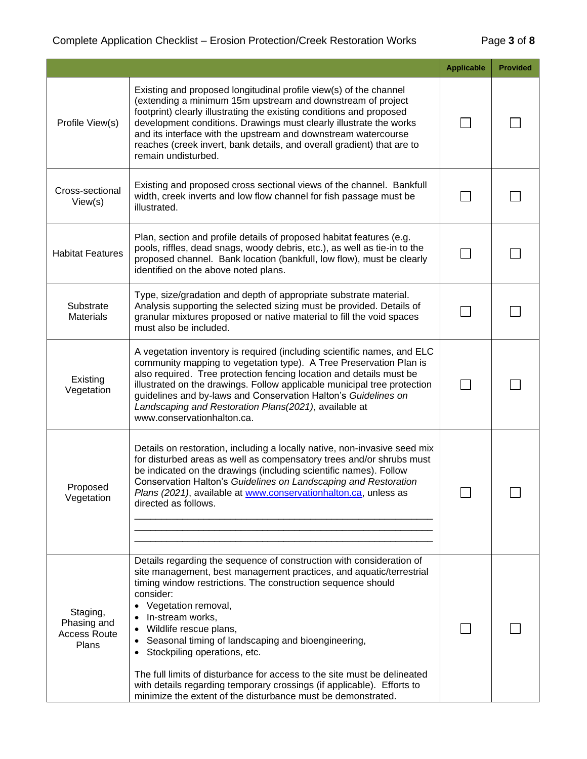| | | Applicable | Provided |
|---|---|---|---|
| Profile View(s) | Existing and proposed longitudinal profile view(s) of the channel (extending a minimum 15m upstream and downstream of project footprint) clearly illustrating the existing conditions and proposed development conditions. Drawings must clearly illustrate the works and its interface with the upstream and downstream watercourse reaches (creek invert, bank details, and overall gradient) that are to remain undisturbed. | ☐ | ☐ |
| Cross-sectional View(s) | Existing and proposed cross sectional views of the channel. Bankfull width, creek inverts and low flow channel for fish passage must be illustrated. | ☐ | ☐ |
| Habitat Features | Plan, section and profile details of proposed habitat features (e.g. pools, riffles, dead snags, woody debris, etc.), as well as tie-in to the proposed channel. Bank location (bankfull, low flow), must be clearly identified on the above noted plans. | ☐ | ☐ |
| Substrate Materials | Type, size/gradation and depth of appropriate substrate material. Analysis supporting the selected sizing must be provided. Details of granular mixtures proposed or native material to fill the void spaces must also be included. | ☐ | ☐ |
| Existing Vegetation | A vegetation inventory is required (including scientific names, and ELC community mapping to vegetation type). A Tree Preservation Plan is also required. Tree protection fencing location and details must be illustrated on the drawings. Follow applicable municipal tree protection guidelines and by-laws and Conservation Halton's *Guidelines on Landscaping and Restoration Plans(2021)*, available at www.conservationhalton.ca. | ☐ | ☐ |
| Proposed Vegetation | Details on restoration, including a locally native, non-invasive seed mix for disturbed areas as well as compensatory trees and/or shrubs must be indicated on the drawings (including scientific names). Follow Conservation Halton's *Guidelines on Landscaping and Restoration Plans (2021)*, available at www.conservationhalton.ca, unless as directed as follows.<br>\_\_\_\_\_\_\_\_\_\_\_\_\_\_\_\_\_\_\_\_\_\_\_\_\_\_\_\_\_\_\_\_\_\_\_\_\_\_\_\_\_\_\_\_\_\_\_\_\_\_\_\_<br>\_\_\_\_\_\_\_\_\_\_\_\_\_\_\_\_\_\_\_\_\_\_\_\_\_\_\_\_\_\_\_\_\_\_\_\_\_\_\_\_\_\_\_\_\_\_\_\_\_\_\_\_<br>\_\_\_\_\_\_\_\_\_\_\_\_\_\_\_\_\_\_\_\_\_\_\_\_\_\_\_\_\_\_\_\_\_\_\_\_\_\_\_\_\_\_\_\_\_\_\_\_\_\_\_\_ | ☐ | ☐ |
| Staging, Phasing and Access Route Plans | Details regarding the sequence of construction with consideration of site management, best management practices, and aquatic/terrestrial timing window restrictions. The construction sequence should consider:<br>• Vegetation removal,<br>• In-stream works,<br>• Wildlife rescue plans,<br>• Seasonal timing of landscaping and bioengineering,<br>• Stockpiling operations, etc.<br><br>The full limits of disturbance for access to the site must be delineated with details regarding temporary crossings (if applicable). Efforts to minimize the extent of the disturbance must be demonstrated. | ☐ | ☐ |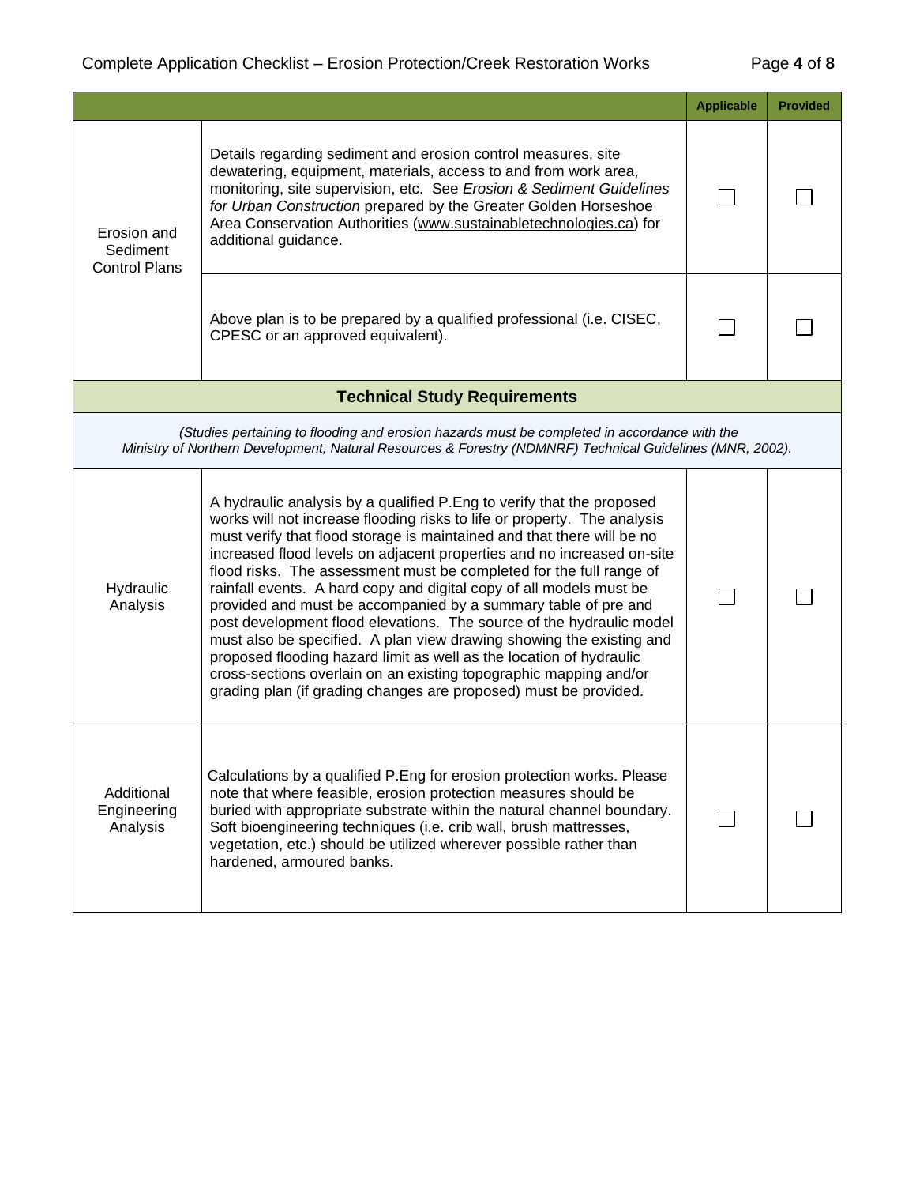| | | Applicable | Provided |
|---|---|---|---|
| Erosion and Sediment Control Plans | Details regarding sediment and erosion control measures, site dewatering, equipment, materials, access to and from work area, monitoring, site supervision, etc. See *Erosion & Sediment Guidelines for Urban Construction* prepared by the Greater Golden Horseshoe Area Conservation Authorities (www.sustainabletechnologies.ca) for additional guidance. | ☐ | ☐ |
| | Above plan is to be prepared by a qualified professional (i.e. CISEC, CPESC or an approved equivalent). | ☐ | ☐ |
| **Technical Study Requirements** | | | |
| *(Studies pertaining to flooding and erosion hazards must be completed in accordance with the Ministry of Northern Development, Natural Resources & Forestry (NDMNRF) Technical Guidelines (MNR, 2002).* | | | |
| Hydraulic Analysis | A hydraulic analysis by a qualified P.Eng to verify that the proposed works will not increase flooding risks to life or property. The analysis must verify that flood storage is maintained and that there will be no increased flood levels on adjacent properties and no increased on-site flood risks. The assessment must be completed for the full range of rainfall events. A hard copy and digital copy of all models must be provided and must be accompanied by a summary table of pre and post development flood elevations. The source of the hydraulic model must also be specified. A plan view drawing showing the existing and proposed flooding hazard limit as well as the location of hydraulic cross-sections overlain on an existing topographic mapping and/or grading plan (if grading changes are proposed) must be provided. | ☐ | ☐ |
| Additional Engineering Analysis | Calculations by a qualified P.Eng for erosion protection works. Please note that where feasible, erosion protection measures should be buried with appropriate substrate within the natural channel boundary. Soft bioengineering techniques (i.e. crib wall, brush mattresses, vegetation, etc.) should be utilized wherever possible rather than hardened, armoured banks. | ☐ | ☐ |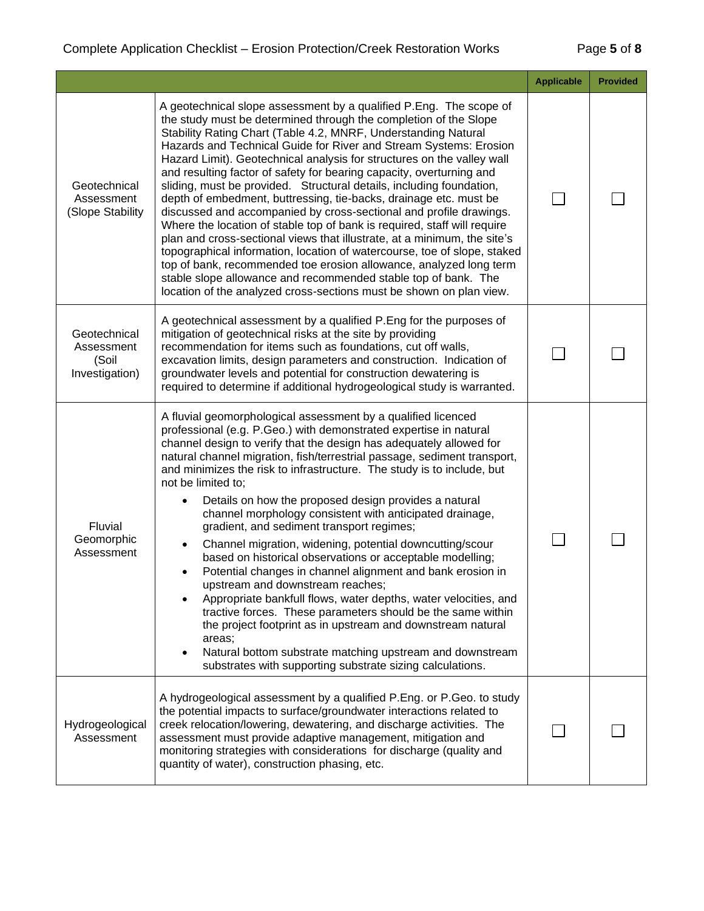| | | Applicable | Provided |
|---|---|---|---|
| Geotechnical Assessment (Slope Stability | A geotechnical slope assessment by a qualified P.Eng. The scope of the study must be determined through the completion of the Slope Stability Rating Chart (Table 4.2, MNRF, Understanding Natural Hazards and Technical Guide for River and Stream Systems: Erosion Hazard Limit). Geotechnical analysis for structures on the valley wall and resulting factor of safety for bearing capacity, overturning and sliding, must be provided. Structural details, including foundation, depth of embedment, buttressing, tie-backs, drainage etc. must be discussed and accompanied by cross-sectional and profile drawings. Where the location of stable top of bank is required, staff will require plan and cross-sectional views that illustrate, at a minimum, the site's topographical information, location of watercourse, toe of slope, staked top of bank, recommended toe erosion allowance, analyzed long term stable slope allowance and recommended stable top of bank. The location of the analyzed cross-sections must be shown on plan view. | ☐ | ☐ |
| Geotechnical Assessment (Soil Investigation) | A geotechnical assessment by a qualified P.Eng for the purposes of mitigation of geotechnical risks at the site by providing recommendation for items such as foundations, cut off walls, excavation limits, design parameters and construction. Indication of groundwater levels and potential for construction dewatering is required to determine if additional hydrogeological study is warranted. | ☐ | ☐ |
| Fluvial Geomorphic Assessment | A fluvial geomorphological assessment by a qualified licenced professional (e.g. P.Geo.) with demonstrated expertise in natural channel design to verify that the design has adequately allowed for natural channel migration, fish/terrestrial passage, sediment transport, and minimizes the risk to infrastructure. The study is to include, but not be limited to;<br>• Details on how the proposed design provides a natural channel morphology consistent with anticipated drainage, gradient, and sediment transport regimes;<br>• Channel migration, widening, potential downcutting/scour based on historical observations or acceptable modelling;<br>• Potential changes in channel alignment and bank erosion in upstream and downstream reaches;<br>• Appropriate bankfull flows, water depths, water velocities, and tractive forces. These parameters should be the same within the project footprint as in upstream and downstream natural areas;<br>• Natural bottom substrate matching upstream and downstream substrates with supporting substrate sizing calculations. | ☐ | ☐ |
| Hydrogeological Assessment | A hydrogeological assessment by a qualified P.Eng. or P.Geo. to study the potential impacts to surface/groundwater interactions related to creek relocation/lowering, dewatering, and discharge activities. The assessment must provide adaptive management, mitigation and monitoring strategies with considerations for discharge (quality and quantity of water), construction phasing, etc. | ☐ | ☐ |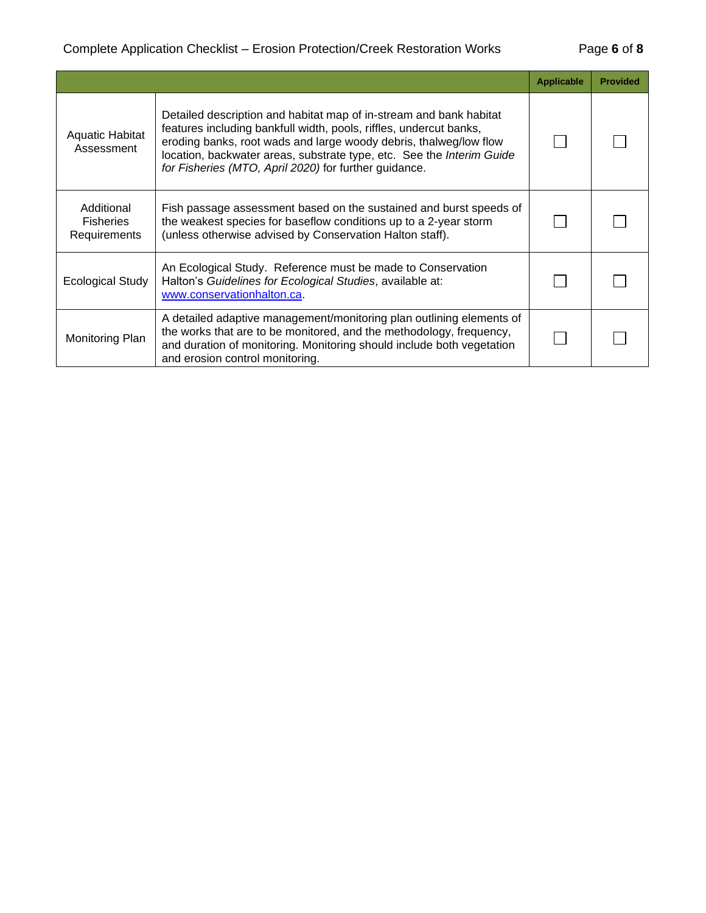| | | Applicable | Provided |
|---|---|---|---|
| Aquatic Habitat Assessment | Detailed description and habitat map of in-stream and bank habitat features including bankfull width, pools, riffles, undercut banks, eroding banks, root wads and large woody debris, thalweg/low flow location, backwater areas, substrate type, etc. See the *Interim Guide for Fisheries (MTO, April 2020)* for further guidance. | ☐ | ☐ |
| Additional Fisheries Requirements | Fish passage assessment based on the sustained and burst speeds of the weakest species for baseflow conditions up to a 2-year storm (unless otherwise advised by Conservation Halton staff). | ☐ | ☐ |
| Ecological Study | An Ecological Study. Reference must be made to Conservation Halton's *Guidelines for Ecological Studies*, available at: [www.conservationhalton.ca](www.conservationhalton.ca). | ☐ | ☐ |
| Monitoring Plan | A detailed adaptive management/monitoring plan outlining elements of the works that are to be monitored, and the methodology, frequency, and duration of monitoring. Monitoring should include both vegetation and erosion control monitoring. | ☐ | ☐ |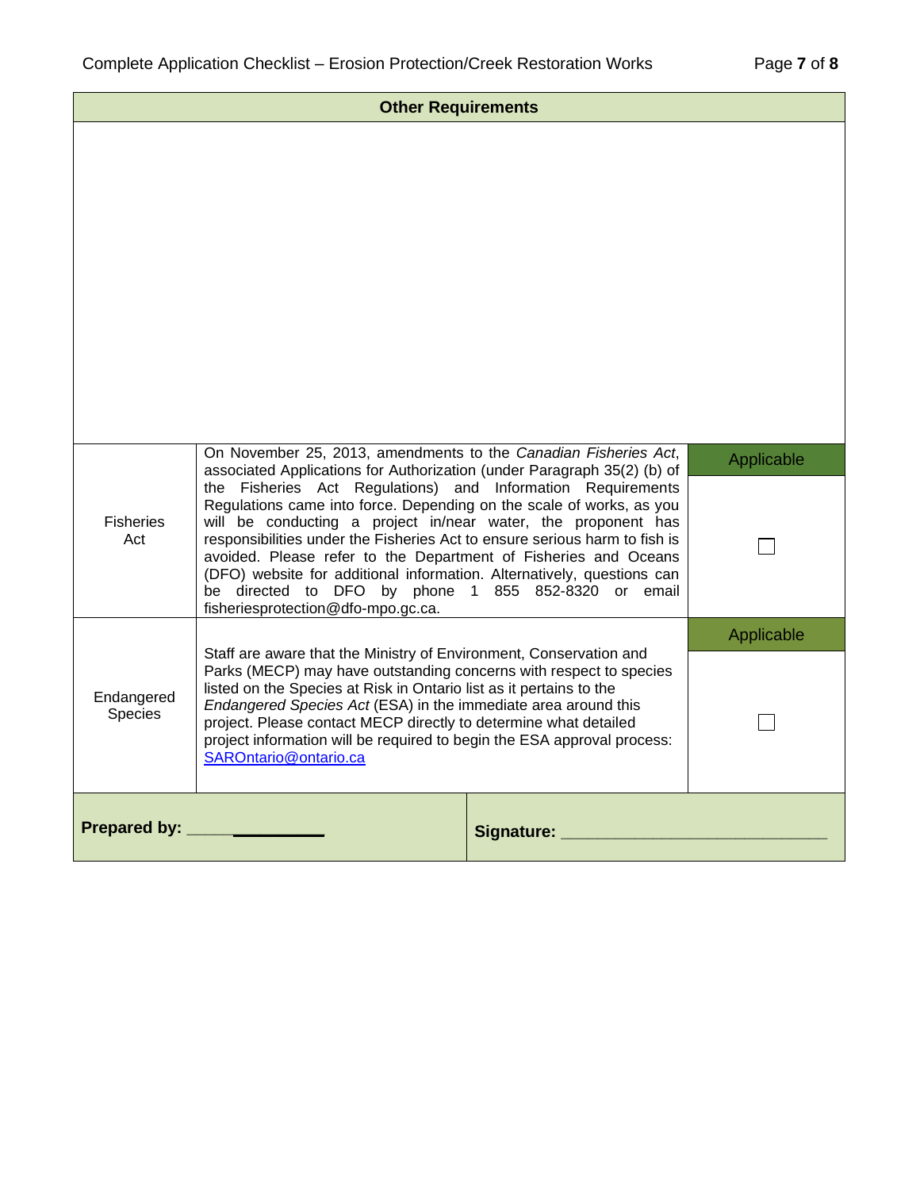| Other Requirements | | |
|---|---|---|
| Fisheries Act | On November 25, 2013, amendments to the *Canadian Fisheries Act*, associated Applications for Authorization (under Paragraph 35(2) (b) of the Fisheries Act Regulations) and Information Requirements Regulations came into force. Depending on the scale of works, as you will be conducting a project in/near water, the proponent has responsibilities under the Fisheries Act to ensure serious harm to fish is avoided. Please refer to the Department of Fisheries and Oceans (DFO) website for additional information. Alternatively, questions can be directed to DFO by phone 1 855 852-8320 or email fisheriesprotection@dfo-mpo.gc.ca. | Applicable<br>☐ |
| Endangered Species | Staff are aware that the Ministry of Environment, Conservation and Parks (MECP) may have outstanding concerns with respect to species listed on the Species at Risk in Ontario list as it pertains to the *Endangered Species Act* (ESA) in the immediate area around this project. Please contact MECP directly to determine what detailed project information will be required to begin the ESA approval process: [SAROntario@ontario.ca](mailto:SAROntario@ontario.ca) | Applicable<br>☐ |

**Prepared by:** ______________ **Signature:** ______________________________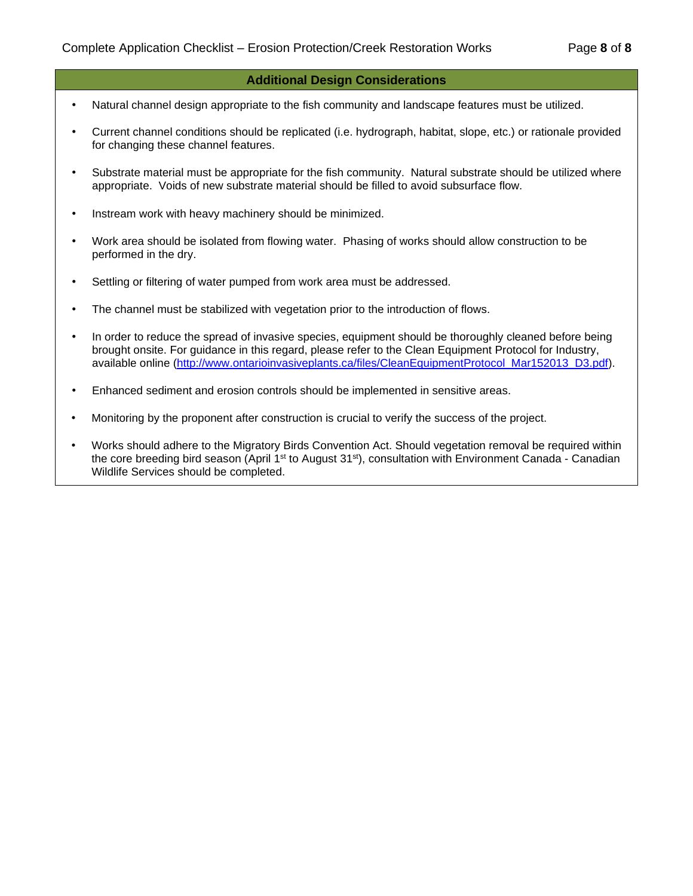## Additional Design Considerations

- Natural channel design appropriate to the fish community and landscape features must be utilized.
- Current channel conditions should be replicated (i.e. hydrograph, habitat, slope, etc.) or rationale provided for changing these channel features.
- Substrate material must be appropriate for the fish community. Natural substrate should be utilized where appropriate. Voids of new substrate material should be filled to avoid subsurface flow.
- Instream work with heavy machinery should be minimized.
- Work area should be isolated from flowing water. Phasing of works should allow construction to be performed in the dry.
- Settling or filtering of water pumped from work area must be addressed.
- The channel must be stabilized with vegetation prior to the introduction of flows.
- In order to reduce the spread of invasive species, equipment should be thoroughly cleaned before being brought onsite. For guidance in this regard, please refer to the Clean Equipment Protocol for Industry, available online (http://www.ontarioinvasiveplants.ca/files/CleanEquipmentProtocol_Mar152013_D3.pdf).
- Enhanced sediment and erosion controls should be implemented in sensitive areas.
- Monitoring by the proponent after construction is crucial to verify the success of the project.
- Works should adhere to the Migratory Birds Convention Act. Should vegetation removal be required within the core breeding bird season (April 1st to August 31st), consultation with Environment Canada - Canadian Wildlife Services should be completed.